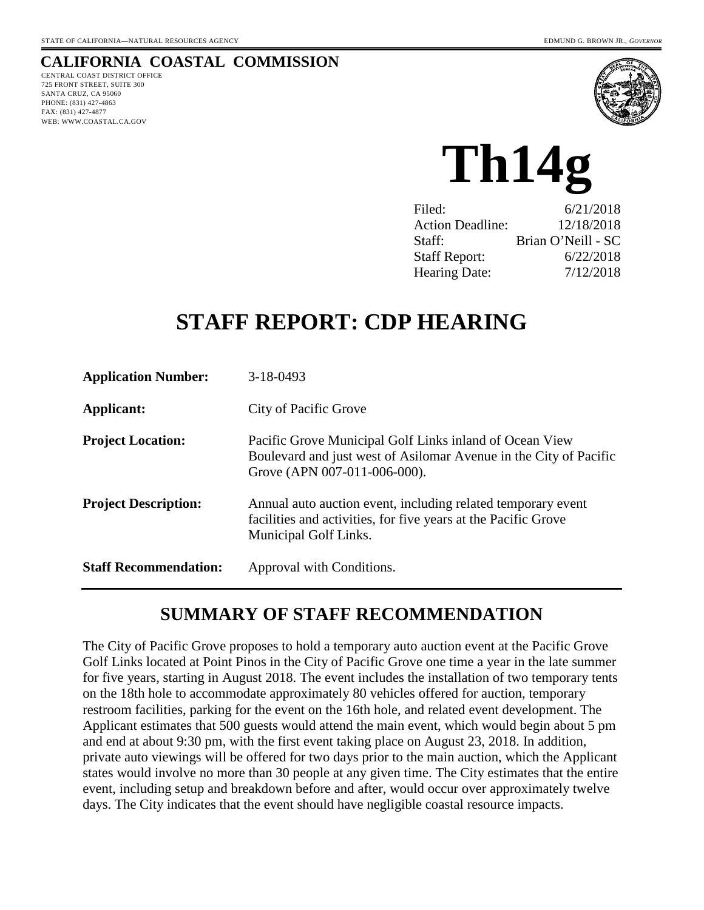STATE OF CALIFORNIA—NATURAL RESOURCES AGENCY EDMUND G. BROWN JR., *GOVERNOR*

**CALIFORNIA COASTAL COMMISSION**
CENTRAL COAST DISTRICT OFFICE
725 FRONT STREET, SUITE 300
SANTA CRUZ, CA 95060
PHONE: (831) 427-4863
FAX: (831) 427-4877
WEB: WWW.COASTAL.CA.GOV

# Th14g

| | |
|---|---|
| Filed: | 6/21/2018 |
| Action Deadline: | 12/18/2018 |
| Staff: | Brian O'Neill - SC |
| Staff Report: | 6/22/2018 |
| Hearing Date: | 7/12/2018 |

# STAFF REPORT: CDP HEARING

| | |
|---|---|
| **Application Number:** | 3-18-0493 |
| **Applicant:** | City of Pacific Grove |
| **Project Location:** | Pacific Grove Municipal Golf Links inland of Ocean View Boulevard and just west of Asilomar Avenue in the City of Pacific Grove (APN 007-011-006-000). |
| **Project Description:** | Annual auto auction event, including related temporary event facilities and activities, for five years at the Pacific Grove Municipal Golf Links. |
| **Staff Recommendation:** | Approval with Conditions. |

## SUMMARY OF STAFF RECOMMENDATION

The City of Pacific Grove proposes to hold a temporary auto auction event at the Pacific Grove Golf Links located at Point Pinos in the City of Pacific Grove one time a year in the late summer for five years, starting in August 2018. The event includes the installation of two temporary tents on the 18th hole to accommodate approximately 80 vehicles offered for auction, temporary restroom facilities, parking for the event on the 16th hole, and related event development. The Applicant estimates that 500 guests would attend the main event, which would begin about 5 pm and end at about 9:30 pm, with the first event taking place on August 23, 2018. In addition, private auto viewings will be offered for two days prior to the main auction, which the Applicant states would involve no more than 30 people at any given time. The City estimates that the entire event, including setup and breakdown before and after, would occur over approximately twelve days. The City indicates that the event should have negligible coastal resource impacts.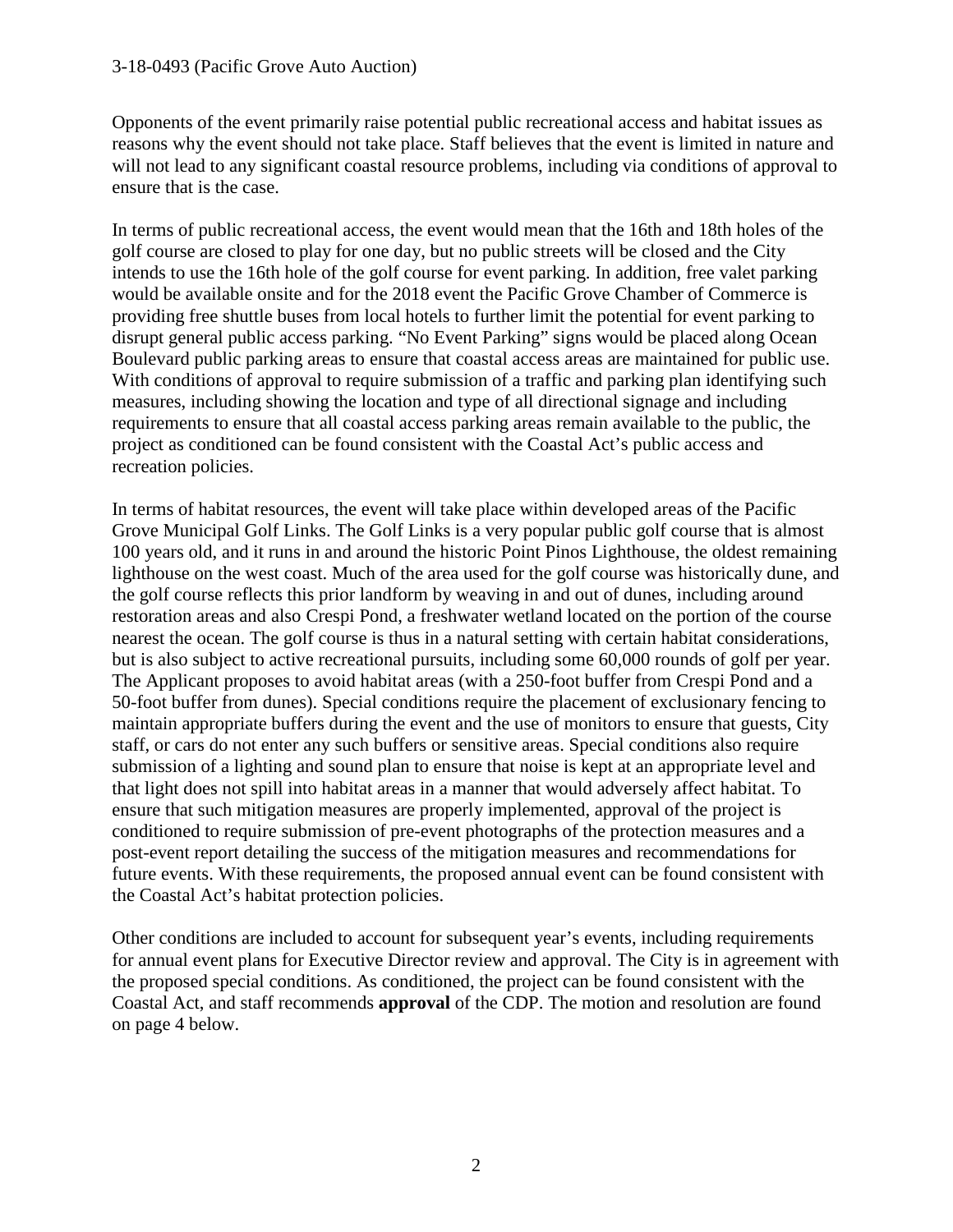Opponents of the event primarily raise potential public recreational access and habitat issues as reasons why the event should not take place. Staff believes that the event is limited in nature and will not lead to any significant coastal resource problems, including via conditions of approval to ensure that is the case.

In terms of public recreational access, the event would mean that the 16th and 18th holes of the golf course are closed to play for one day, but no public streets will be closed and the City intends to use the 16th hole of the golf course for event parking. In addition, free valet parking would be available onsite and for the 2018 event the Pacific Grove Chamber of Commerce is providing free shuttle buses from local hotels to further limit the potential for event parking to disrupt general public access parking. "No Event Parking" signs would be placed along Ocean Boulevard public parking areas to ensure that coastal access areas are maintained for public use. With conditions of approval to require submission of a traffic and parking plan identifying such measures, including showing the location and type of all directional signage and including requirements to ensure that all coastal access parking areas remain available to the public, the project as conditioned can be found consistent with the Coastal Act's public access and recreation policies.

In terms of habitat resources, the event will take place within developed areas of the Pacific Grove Municipal Golf Links. The Golf Links is a very popular public golf course that is almost 100 years old, and it runs in and around the historic Point Pinos Lighthouse, the oldest remaining lighthouse on the west coast. Much of the area used for the golf course was historically dune, and the golf course reflects this prior landform by weaving in and out of dunes, including around restoration areas and also Crespi Pond, a freshwater wetland located on the portion of the course nearest the ocean. The golf course is thus in a natural setting with certain habitat considerations, but is also subject to active recreational pursuits, including some 60,000 rounds of golf per year. The Applicant proposes to avoid habitat areas (with a 250-foot buffer from Crespi Pond and a 50-foot buffer from dunes). Special conditions require the placement of exclusionary fencing to maintain appropriate buffers during the event and the use of monitors to ensure that guests, City staff, or cars do not enter any such buffers or sensitive areas. Special conditions also require submission of a lighting and sound plan to ensure that noise is kept at an appropriate level and that light does not spill into habitat areas in a manner that would adversely affect habitat. To ensure that such mitigation measures are properly implemented, approval of the project is conditioned to require submission of pre-event photographs of the protection measures and a post-event report detailing the success of the mitigation measures and recommendations for future events. With these requirements, the proposed annual event can be found consistent with the Coastal Act's habitat protection policies.

Other conditions are included to account for subsequent year's events, including requirements for annual event plans for Executive Director review and approval. The City is in agreement with the proposed special conditions. As conditioned, the project can be found consistent with the Coastal Act, and staff recommends **approval** of the CDP. The motion and resolution are found on page 4 below.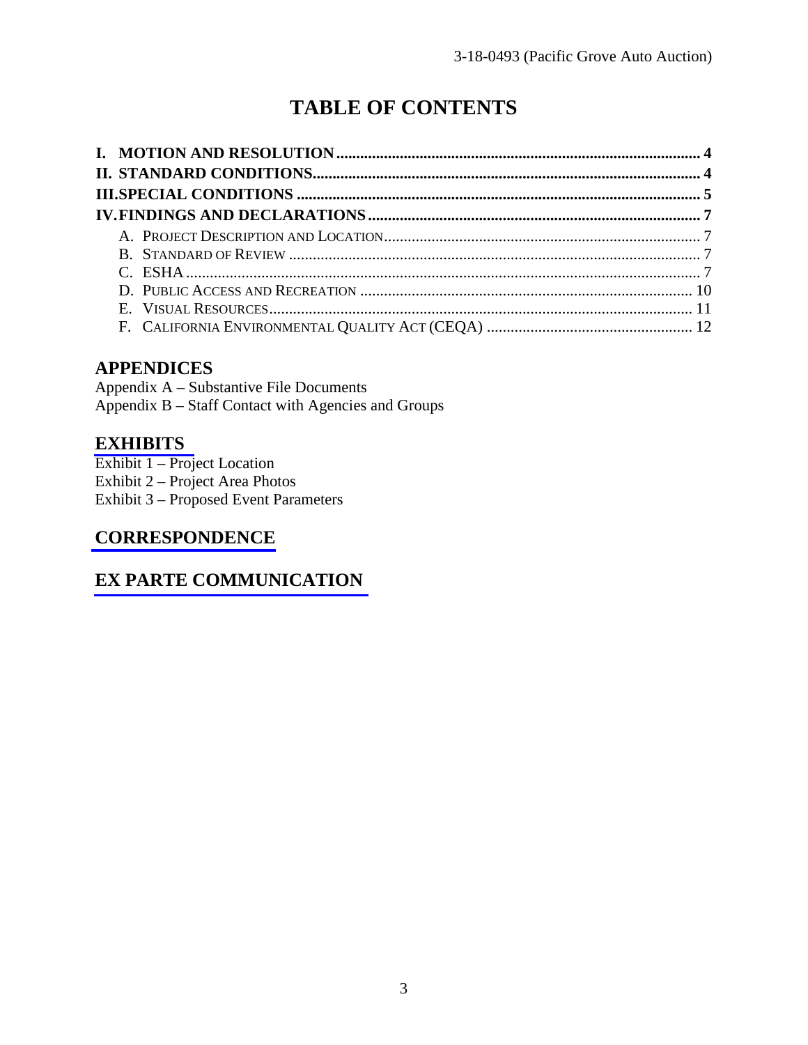# TABLE OF CONTENTS

**I. MOTION AND RESOLUTION** .......... 4
**II. STANDARD CONDITIONS** .......... 4
**III. SPECIAL CONDITIONS** .......... 5
**IV. FINDINGS AND DECLARATIONS** .......... 7

- A. PROJECT DESCRIPTION AND LOCATION .......... 7
- B. STANDARD OF REVIEW .......... 7
- C. ESHA .......... 7
- D. PUBLIC ACCESS AND RECREATION .......... 10
- E. VISUAL RESOURCES .......... 11
- F. CALIFORNIA ENVIRONMENTAL QUALITY ACT (CEQA) .......... 12

## APPENDICES

Appendix A – Substantive File Documents
Appendix B – Staff Contact with Agencies and Groups

## EXHIBITS

Exhibit 1 – Project Location
Exhibit 2 – Project Area Photos
Exhibit 3 – Proposed Event Parameters

## CORRESPONDENCE

## EX PARTE COMMUNICATION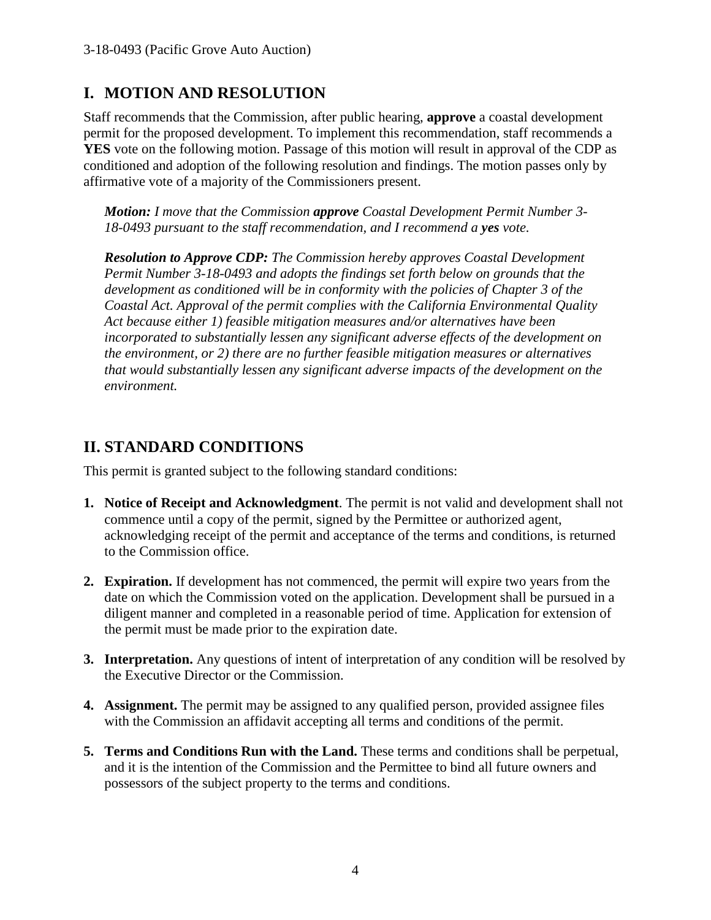## I. MOTION AND RESOLUTION

Staff recommends that the Commission, after public hearing, **approve** a coastal development permit for the proposed development. To implement this recommendation, staff recommends a **YES** vote on the following motion. Passage of this motion will result in approval of the CDP as conditioned and adoption of the following resolution and findings. The motion passes only by affirmative vote of a majority of the Commissioners present.

> ***Motion:*** *I move that the Commission **approve** Coastal Development Permit Number 3-18-0493 pursuant to the staff recommendation, and I recommend a **yes** vote.*
>
> ***Resolution to Approve CDP:*** *The Commission hereby approves Coastal Development Permit Number 3-18-0493 and adopts the findings set forth below on grounds that the development as conditioned will be in conformity with the policies of Chapter 3 of the Coastal Act. Approval of the permit complies with the California Environmental Quality Act because either 1) feasible mitigation measures and/or alternatives have been incorporated to substantially lessen any significant adverse effects of the development on the environment, or 2) there are no further feasible mitigation measures or alternatives that would substantially lessen any significant adverse impacts of the development on the environment.*

## II. STANDARD CONDITIONS

This permit is granted subject to the following standard conditions:

1. **Notice of Receipt and Acknowledgment**. The permit is not valid and development shall not commence until a copy of the permit, signed by the Permittee or authorized agent, acknowledging receipt of the permit and acceptance of the terms and conditions, is returned to the Commission office.
2. **Expiration.** If development has not commenced, the permit will expire two years from the date on which the Commission voted on the application. Development shall be pursued in a diligent manner and completed in a reasonable period of time. Application for extension of the permit must be made prior to the expiration date.
3. **Interpretation.** Any questions of intent of interpretation of any condition will be resolved by the Executive Director or the Commission.
4. **Assignment.** The permit may be assigned to any qualified person, provided assignee files with the Commission an affidavit accepting all terms and conditions of the permit.
5. **Terms and Conditions Run with the Land.** These terms and conditions shall be perpetual, and it is the intention of the Commission and the Permittee to bind all future owners and possessors of the subject property to the terms and conditions.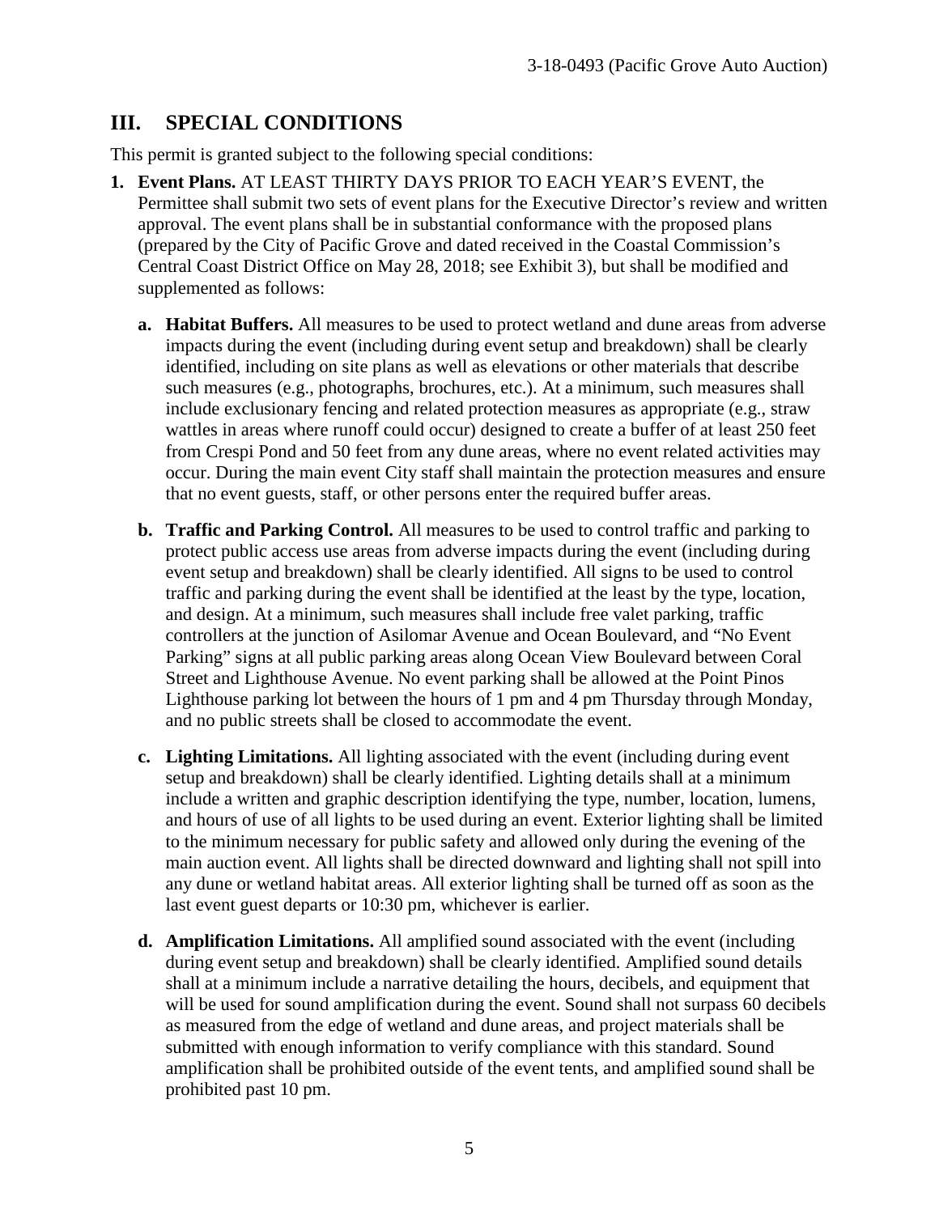## III. SPECIAL CONDITIONS

This permit is granted subject to the following special conditions:

1. **Event Plans.** AT LEAST THIRTY DAYS PRIOR TO EACH YEAR'S EVENT, the Permittee shall submit two sets of event plans for the Executive Director's review and written approval. The event plans shall be in substantial conformance with the proposed plans (prepared by the City of Pacific Grove and dated received in the Coastal Commission's Central Coast District Office on May 28, 2018; see Exhibit 3), but shall be modified and supplemented as follows:

    a. **Habitat Buffers.** All measures to be used to protect wetland and dune areas from adverse impacts during the event (including during event setup and breakdown) shall be clearly identified, including on site plans as well as elevations or other materials that describe such measures (e.g., photographs, brochures, etc.). At a minimum, such measures shall include exclusionary fencing and related protection measures as appropriate (e.g., straw wattles in areas where runoff could occur) designed to create a buffer of at least 250 feet from Crespi Pond and 50 feet from any dune areas, where no event related activities may occur. During the main event City staff shall maintain the protection measures and ensure that no event guests, staff, or other persons enter the required buffer areas.

    b. **Traffic and Parking Control.** All measures to be used to control traffic and parking to protect public access use areas from adverse impacts during the event (including during event setup and breakdown) shall be clearly identified. All signs to be used to control traffic and parking during the event shall be identified at the least by the type, location, and design. At a minimum, such measures shall include free valet parking, traffic controllers at the junction of Asilomar Avenue and Ocean Boulevard, and "No Event Parking" signs at all public parking areas along Ocean View Boulevard between Coral Street and Lighthouse Avenue. No event parking shall be allowed at the Point Pinos Lighthouse parking lot between the hours of 1 pm and 4 pm Thursday through Monday, and no public streets shall be closed to accommodate the event.

    c. **Lighting Limitations.** All lighting associated with the event (including during event setup and breakdown) shall be clearly identified. Lighting details shall at a minimum include a written and graphic description identifying the type, number, location, lumens, and hours of use of all lights to be used during an event. Exterior lighting shall be limited to the minimum necessary for public safety and allowed only during the evening of the main auction event. All lights shall be directed downward and lighting shall not spill into any dune or wetland habitat areas. All exterior lighting shall be turned off as soon as the last event guest departs or 10:30 pm, whichever is earlier.

    d. **Amplification Limitations:** All amplified sound associated with the event (including during event setup and breakdown) shall be clearly identified. Amplified sound details shall at a minimum include a narrative detailing the hours, decibels, and equipment that will be used for sound amplification during the event. Sound shall not surpass 60 decibels as measured from the edge of wetland and dune areas, and project materials shall be submitted with enough information to verify compliance with this standard. Sound amplification shall be prohibited outside of the event tents, and amplified sound shall be prohibited past 10 pm.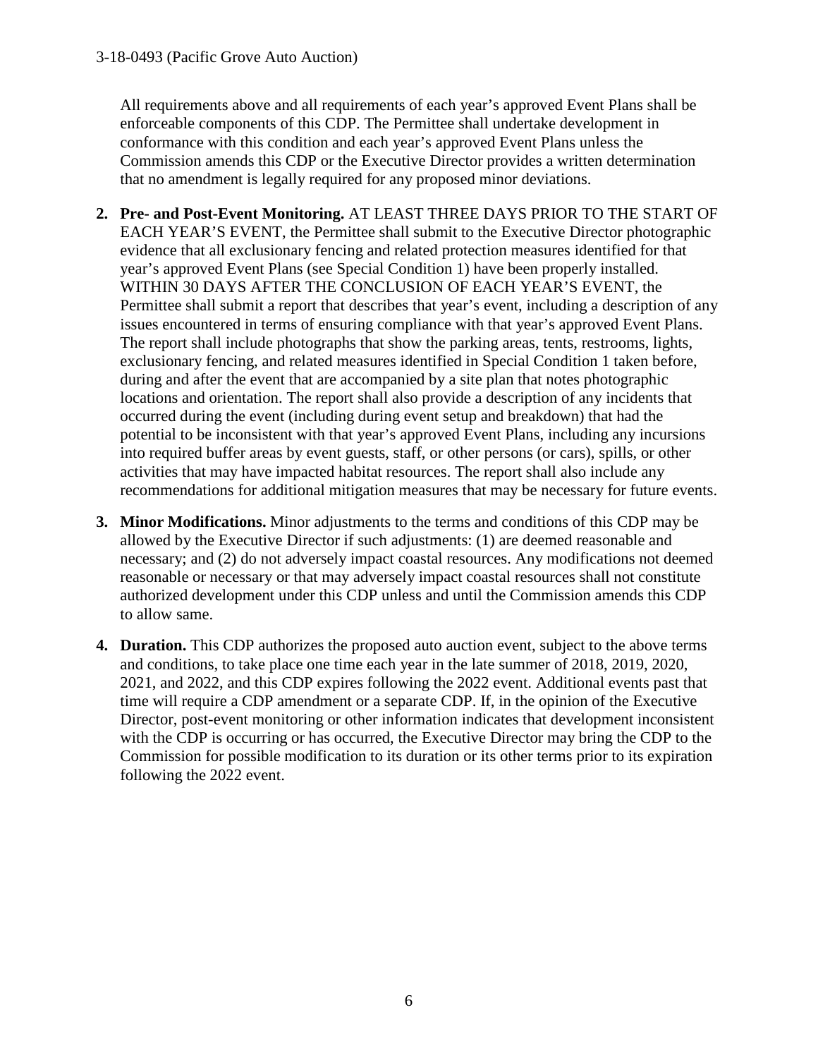All requirements above and all requirements of each year's approved Event Plans shall be enforceable components of this CDP. The Permittee shall undertake development in conformance with this condition and each year's approved Event Plans unless the Commission amends this CDP or the Executive Director provides a written determination that no amendment is legally required for any proposed minor deviations.

2. **Pre- and Post-Event Monitoring.** AT LEAST THREE DAYS PRIOR TO THE START OF EACH YEAR'S EVENT, the Permittee shall submit to the Executive Director photographic evidence that all exclusionary fencing and related protection measures identified for that year's approved Event Plans (see Special Condition 1) have been properly installed. WITHIN 30 DAYS AFTER THE CONCLUSION OF EACH YEAR'S EVENT, the Permittee shall submit a report that describes that year's event, including a description of any issues encountered in terms of ensuring compliance with that year's approved Event Plans. The report shall include photographs that show the parking areas, tents, restrooms, lights, exclusionary fencing, and related measures identified in Special Condition 1 taken before, during and after the event that are accompanied by a site plan that notes photographic locations and orientation. The report shall also provide a description of any incidents that occurred during the event (including during event setup and breakdown) that had the potential to be inconsistent with that year's approved Event Plans, including any incursions into required buffer areas by event guests, staff, or other persons (or cars), spills, or other activities that may have impacted habitat resources. The report shall also include any recommendations for additional mitigation measures that may be necessary for future events.

3. **Minor Modifications.** Minor adjustments to the terms and conditions of this CDP may be allowed by the Executive Director if such adjustments: (1) are deemed reasonable and necessary; and (2) do not adversely impact coastal resources. Any modifications not deemed reasonable or necessary or that may adversely impact coastal resources shall not constitute authorized development under this CDP unless and until the Commission amends this CDP to allow same.

4. **Duration.** This CDP authorizes the proposed auto auction event, subject to the above terms and conditions, to take place one time each year in the late summer of 2018, 2019, 2020, 2021, and 2022, and this CDP expires following the 2022 event. Additional events past that time will require a CDP amendment or a separate CDP. If, in the opinion of the Executive Director, post-event monitoring or other information indicates that development inconsistent with the CDP is occurring or has occurred, the Executive Director may bring the CDP to the Commission for possible modification to its duration or its other terms prior to its expiration following the 2022 event.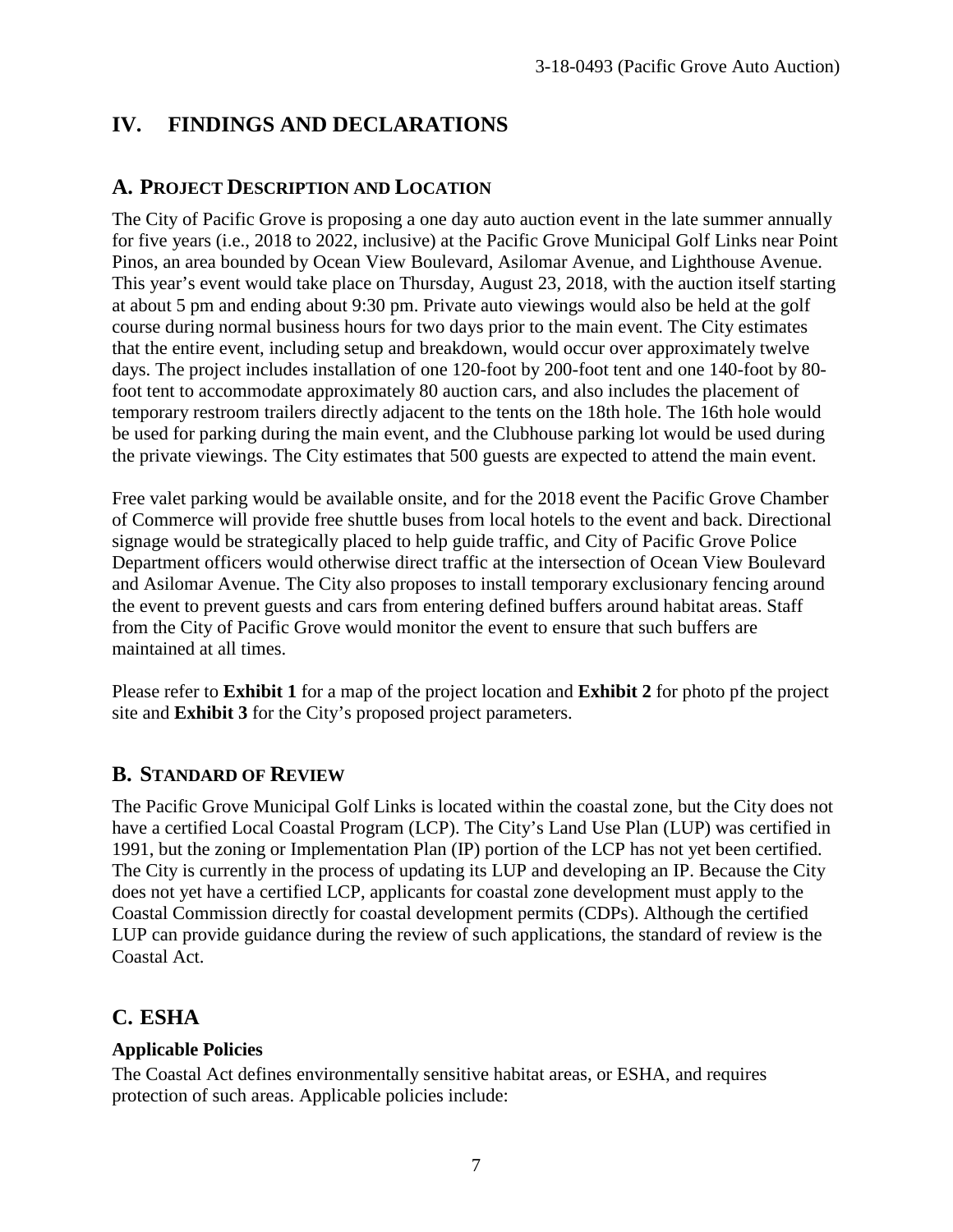## IV. FINDINGS AND DECLARATIONS

### A. PROJECT DESCRIPTION AND LOCATION

The City of Pacific Grove is proposing a one day auto auction event in the late summer annually for five years (i.e., 2018 to 2022, inclusive) at the Pacific Grove Municipal Golf Links near Point Pinos, an area bounded by Ocean View Boulevard, Asilomar Avenue, and Lighthouse Avenue. This year's event would take place on Thursday, August 23, 2018, with the auction itself starting at about 5 pm and ending about 9:30 pm. Private auto viewings would also be held at the golf course during normal business hours for two days prior to the main event. The City estimates that the entire event, including setup and breakdown, would occur over approximately twelve days. The project includes installation of one 120-foot by 200-foot tent and one 140-foot by 80-foot tent to accommodate approximately 80 auction cars, and also includes the placement of temporary restroom trailers directly adjacent to the tents on the 18th hole. The 16th hole would be used for parking during the main event, and the Clubhouse parking lot would be used during the private viewings. The City estimates that 500 guests are expected to attend the main event.

Free valet parking would be available onsite, and for the 2018 event the Pacific Grove Chamber of Commerce will provide free shuttle buses from local hotels to the event and back. Directional signage would be strategically placed to help guide traffic, and City of Pacific Grove Police Department officers would otherwise direct traffic at the intersection of Ocean View Boulevard and Asilomar Avenue. The City also proposes to install temporary exclusionary fencing around the event to prevent guests and cars from entering defined buffers around habitat areas. Staff from the City of Pacific Grove would monitor the event to ensure that such buffers are maintained at all times.

Please refer to **Exhibit 1** for a map of the project location and **Exhibit 2** for photo pf the project site and **Exhibit 3** for the City's proposed project parameters.

### B. STANDARD OF REVIEW

The Pacific Grove Municipal Golf Links is located within the coastal zone, but the City does not have a certified Local Coastal Program (LCP). The City's Land Use Plan (LUP) was certified in 1991, but the zoning or Implementation Plan (IP) portion of the LCP has not yet been certified. The City is currently in the process of updating its LUP and developing an IP. Because the City does not yet have a certified LCP, applicants for coastal zone development must apply to the Coastal Commission directly for coastal development permits (CDPs). Although the certified LUP can provide guidance during the review of such applications, the standard of review is the Coastal Act.

### C. ESHA

**Applicable Policies**

The Coastal Act defines environmentally sensitive habitat areas, or ESHA, and requires protection of such areas. Applicable policies include: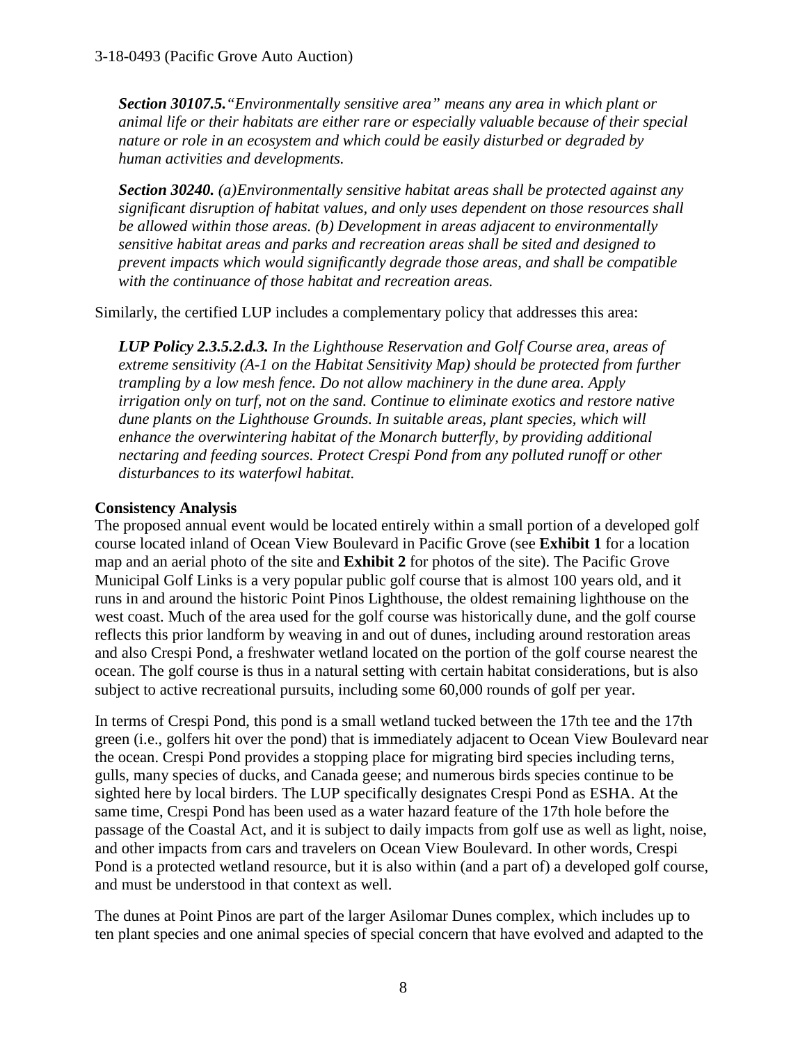***Section 30107.5.****"Environmentally sensitive area" means any area in which plant or animal life or their habitats are either rare or especially valuable because of their special nature or role in an ecosystem and which could be easily disturbed or degraded by human activities and developments.*

***Section 30240.*** *(a)Environmentally sensitive habitat areas shall be protected against any significant disruption of habitat values, and only uses dependent on those resources shall be allowed within those areas. (b) Development in areas adjacent to environmentally sensitive habitat areas and parks and recreation areas shall be sited and designed to prevent impacts which would significantly degrade those areas, and shall be compatible with the continuance of those habitat and recreation areas.*

Similarly, the certified LUP includes a complementary policy that addresses this area:

***LUP Policy 2.3.5.2.d.3.*** *In the Lighthouse Reservation and Golf Course area, areas of extreme sensitivity (A-1 on the Habitat Sensitivity Map) should be protected from further trampling by a low mesh fence. Do not allow machinery in the dune area. Apply irrigation only on turf, not on the sand. Continue to eliminate exotics and restore native dune plants on the Lighthouse Grounds. In suitable areas, plant species, which will enhance the overwintering habitat of the Monarch butterfly, by providing additional nectaring and feeding sources. Protect Crespi Pond from any polluted runoff or other disturbances to its waterfowl habitat.*

**Consistency Analysis**

The proposed annual event would be located entirely within a small portion of a developed golf course located inland of Ocean View Boulevard in Pacific Grove (see **Exhibit 1** for a location map and an aerial photo of the site and **Exhibit 2** for photos of the site). The Pacific Grove Municipal Golf Links is a very popular public golf course that is almost 100 years old, and it runs in and around the historic Point Pinos Lighthouse, the oldest remaining lighthouse on the west coast. Much of the area used for the golf course was historically dune, and the golf course reflects this prior landform by weaving in and out of dunes, including around restoration areas and also Crespi Pond, a freshwater wetland located on the portion of the golf course nearest the ocean. The golf course is thus in a natural setting with certain habitat considerations, but is also subject to active recreational pursuits, including some 60,000 rounds of golf per year.

In terms of Crespi Pond, this pond is a small wetland tucked between the 17th tee and the 17th green (i.e., golfers hit over the pond) that is immediately adjacent to Ocean View Boulevard near the ocean. Crespi Pond provides a stopping place for migrating bird species including terns, gulls, many species of ducks, and Canada geese; and numerous birds species continue to be sighted here by local birders. The LUP specifically designates Crespi Pond as ESHA. At the same time, Crespi Pond has been used as a water hazard feature of the 17th hole before the passage of the Coastal Act, and it is subject to daily impacts from golf use as well as light, noise, and other impacts from cars and travelers on Ocean View Boulevard. In other words, Crespi Pond is a protected wetland resource, but it is also within (and a part of) a developed golf course, and must be understood in that context as well.

The dunes at Point Pinos are part of the larger Asilomar Dunes complex, which includes up to ten plant species and one animal species of special concern that have evolved and adapted to the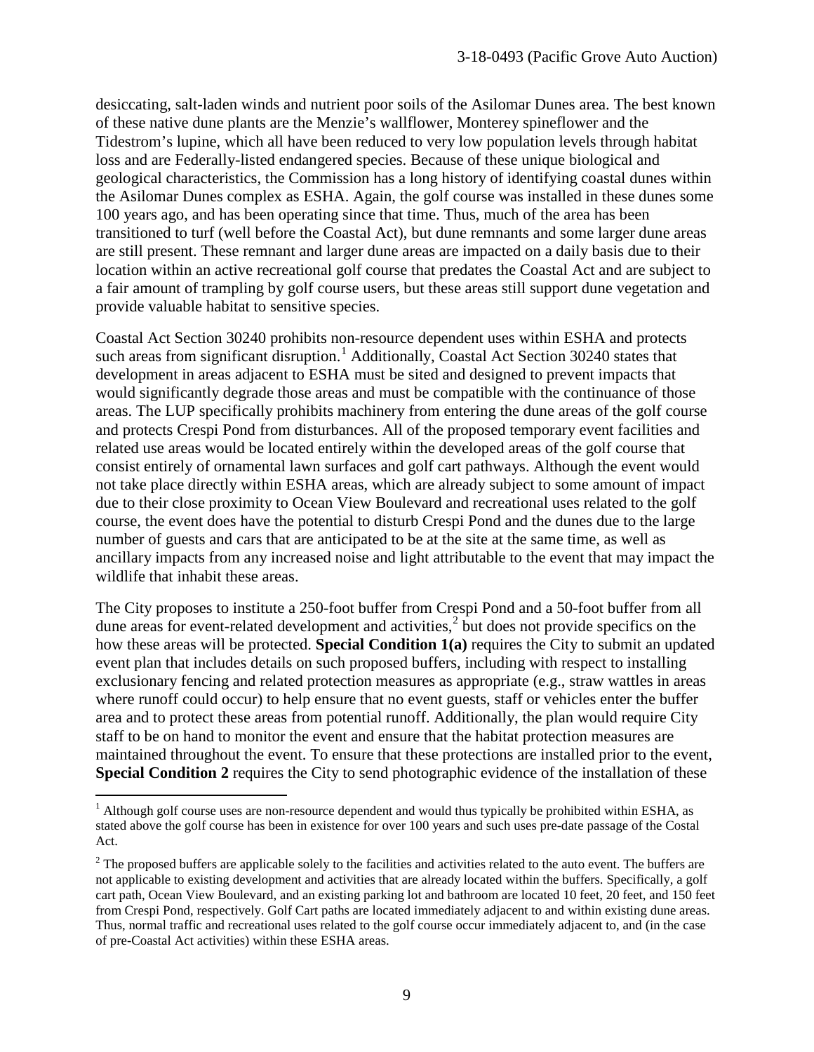desiccating, salt-laden winds and nutrient poor soils of the Asilomar Dunes area. The best known of these native dune plants are the Menzie's wallflower, Monterey spineflower and the Tidestrom's lupine, which all have been reduced to very low population levels through habitat loss and are Federally-listed endangered species. Because of these unique biological and geological characteristics, the Commission has a long history of identifying coastal dunes within the Asilomar Dunes complex as ESHA. Again, the golf course was installed in these dunes some 100 years ago, and has been operating since that time. Thus, much of the area has been transitioned to turf (well before the Coastal Act), but dune remnants and some larger dune areas are still present. These remnant and larger dune areas are impacted on a daily basis due to their location within an active recreational golf course that predates the Coastal Act and are subject to a fair amount of trampling by golf course users, but these areas still support dune vegetation and provide valuable habitat to sensitive species.

Coastal Act Section 30240 prohibits non-resource dependent uses within ESHA and protects such areas from significant disruption.[1] Additionally, Coastal Act Section 30240 states that development in areas adjacent to ESHA must be sited and designed to prevent impacts that would significantly degrade those areas and must be compatible with the continuance of those areas. The LUP specifically prohibits machinery from entering the dune areas of the golf course and protects Crespi Pond from disturbances. All of the proposed temporary event facilities and related use areas would be located entirely within the developed areas of the golf course that consist entirely of ornamental lawn surfaces and golf cart pathways. Although the event would not take place directly within ESHA areas, which are already subject to some amount of impact due to their close proximity to Ocean View Boulevard and recreational uses related to the golf course, the event does have the potential to disturb Crespi Pond and the dunes due to the large number of guests and cars that are anticipated to be at the site at the same time, as well as ancillary impacts from any increased noise and light attributable to the event that may impact the wildlife that inhabit these areas.

The City proposes to institute a 250-foot buffer from Crespi Pond and a 50-foot buffer from all dune areas for event-related development and activities,[2] but does not provide specifics on the how these areas will be protected. **Special Condition 1(a)** requires the City to submit an updated event plan that includes details on such proposed buffers, including with respect to installing exclusionary fencing and related protection measures as appropriate (e.g., straw wattles in areas where runoff could occur) to help ensure that no event guests, staff or vehicles enter the buffer area and to protect these areas from potential runoff. Additionally, the plan would require City staff to be on hand to monitor the event and ensure that the habitat protection measures are maintained throughout the event. To ensure that these protections are installed prior to the event, **Special Condition 2** requires the City to send photographic evidence of the installation of these

[1] Although golf course uses are non-resource dependent and would thus typically be prohibited within ESHA, as stated above the golf course has been in existence for over 100 years and such uses pre-date passage of the Costal Act.

[2] The proposed buffers are applicable solely to the facilities and activities related to the auto event. The buffers are not applicable to existing development and activities that are already located within the buffers. Specifically, a golf cart path, Ocean View Boulevard, and an existing parking lot and bathroom are located 10 feet, 20 feet, and 150 feet from Crespi Pond, respectively. Golf Cart paths are located immediately adjacent to and within existing dune areas. Thus, normal traffic and recreational uses related to the golf course occur immediately adjacent to, and (in the case of pre-Coastal Act activities) within these ESHA areas.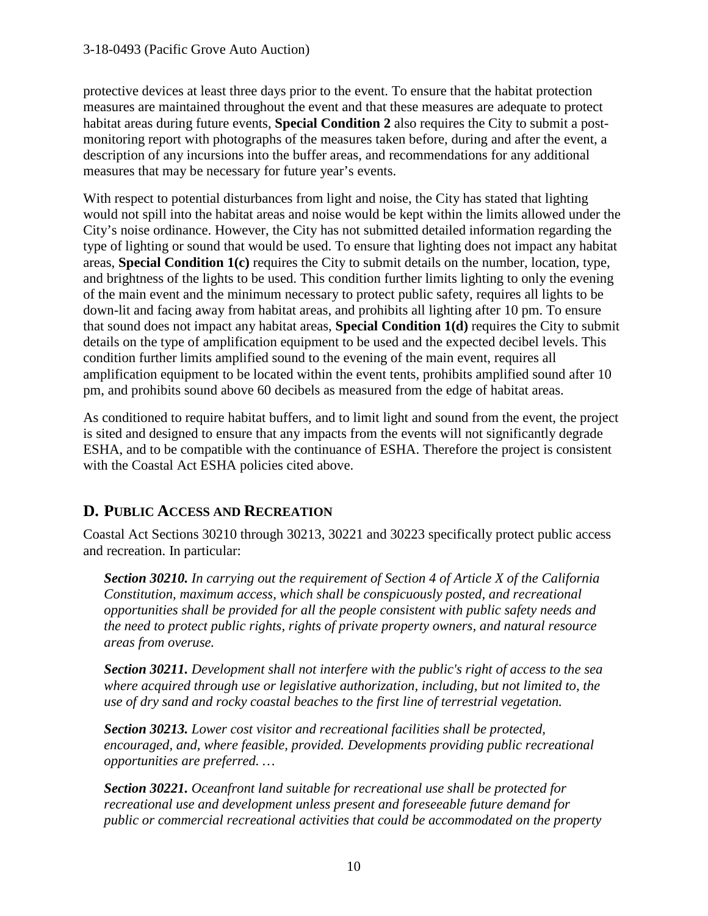protective devices at least three days prior to the event. To ensure that the habitat protection measures are maintained throughout the event and that these measures are adequate to protect habitat areas during future events, **Special Condition 2** also requires the City to submit a post-monitoring report with photographs of the measures taken before, during and after the event, a description of any incursions into the buffer areas, and recommendations for any additional measures that may be necessary for future year's events.

With respect to potential disturbances from light and noise, the City has stated that lighting would not spill into the habitat areas and noise would be kept within the limits allowed under the City's noise ordinance. However, the City has not submitted detailed information regarding the type of lighting or sound that would be used. To ensure that lighting does not impact any habitat areas, **Special Condition 1(c)** requires the City to submit details on the number, location, type, and brightness of the lights to be used. This condition further limits lighting to only the evening of the main event and the minimum necessary to protect public safety, requires all lights to be down-lit and facing away from habitat areas, and prohibits all lighting after 10 pm. To ensure that sound does not impact any habitat areas, **Special Condition 1(d)** requires the City to submit details on the type of amplification equipment to be used and the expected decibel levels. This condition further limits amplified sound to the evening of the main event, requires all amplification equipment to be located within the event tents, prohibits amplified sound after 10 pm, and prohibits sound above 60 decibels as measured from the edge of habitat areas.

As conditioned to require habitat buffers, and to limit light and sound from the event, the project is sited and designed to ensure that any impacts from the events will not significantly degrade ESHA, and to be compatible with the continuance of ESHA. Therefore the project is consistent with the Coastal Act ESHA policies cited above.

## D. PUBLIC ACCESS AND RECREATION

Coastal Act Sections 30210 through 30213, 30221 and 30223 specifically protect public access and recreation. In particular:

> ***Section 30210.*** *In carrying out the requirement of Section 4 of Article X of the California Constitution, maximum access, which shall be conspicuously posted, and recreational opportunities shall be provided for all the people consistent with public safety needs and the need to protect public rights, rights of private property owners, and natural resource areas from overuse.*
>
> ***Section 30211.*** *Development shall not interfere with the public's right of access to the sea where acquired through use or legislative authorization, including, but not limited to, the use of dry sand and rocky coastal beaches to the first line of terrestrial vegetation.*
>
> ***Section 30213.*** *Lower cost visitor and recreational facilities shall be protected, encouraged, and, where feasible, provided. Developments providing public recreational opportunities are preferred. …*
>
> ***Section 30221.*** *Oceanfront land suitable for recreational use shall be protected for recreational use and development unless present and foreseeable future demand for public or commercial recreational activities that could be accommodated on the property*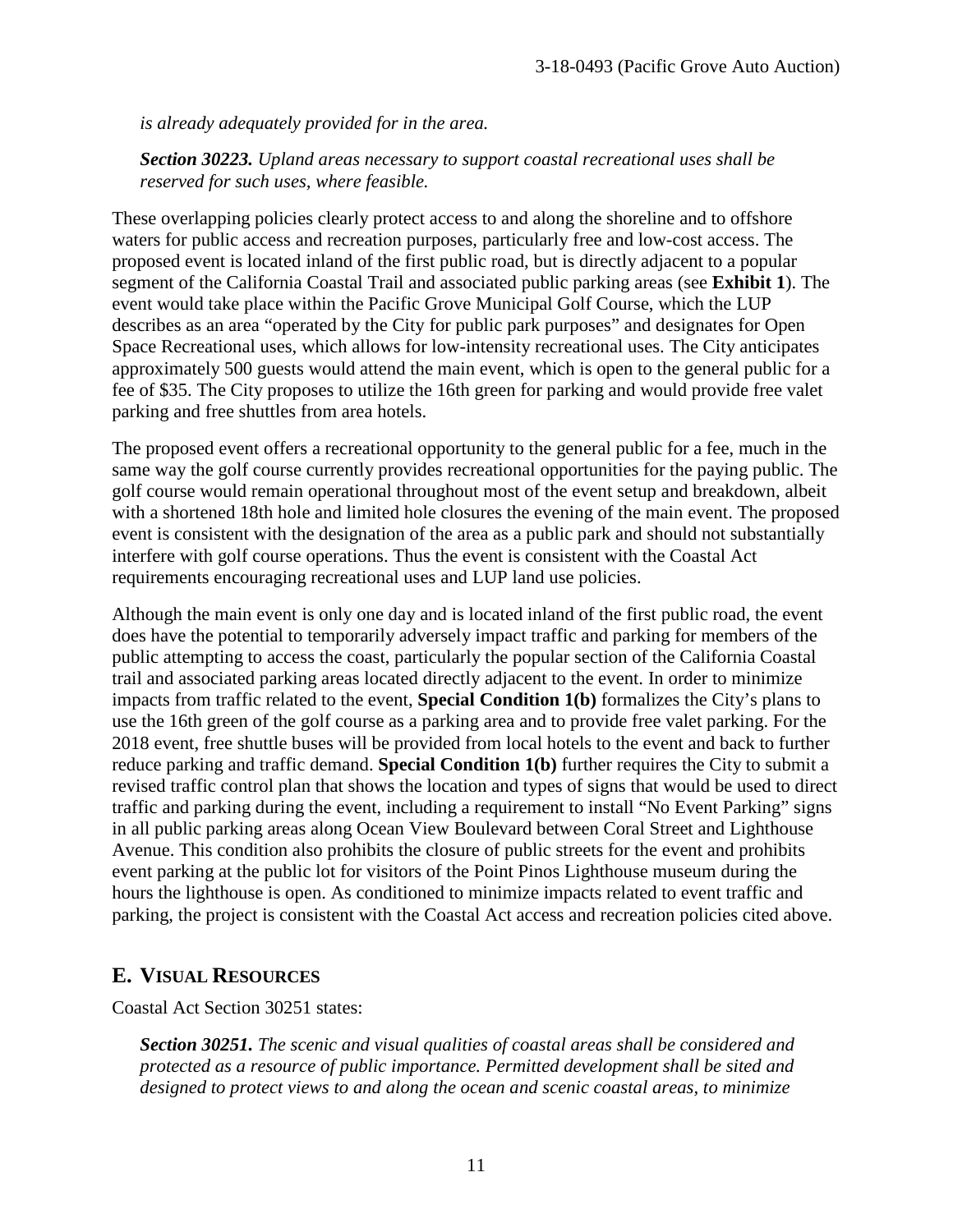*is already adequately provided for in the area.*

***Section 30223.*** *Upland areas necessary to support coastal recreational uses shall be reserved for such uses, where feasible.*

These overlapping policies clearly protect access to and along the shoreline and to offshore waters for public access and recreation purposes, particularly free and low-cost access. The proposed event is located inland of the first public road, but is directly adjacent to a popular segment of the California Coastal Trail and associated public parking areas (see **Exhibit 1**). The event would take place within the Pacific Grove Municipal Golf Course, which the LUP describes as an area "operated by the City for public park purposes" and designates for Open Space Recreational uses, which allows for low-intensity recreational uses. The City anticipates approximately 500 guests would attend the main event, which is open to the general public for a fee of $35. The City proposes to utilize the 16th green for parking and would provide free valet parking and free shuttles from area hotels.

The proposed event offers a recreational opportunity to the general public for a fee, much in the same way the golf course currently provides recreational opportunities for the paying public. The golf course would remain operational throughout most of the event setup and breakdown, albeit with a shortened 18th hole and limited hole closures the evening of the main event. The proposed event is consistent with the designation of the area as a public park and should not substantially interfere with golf course operations. Thus the event is consistent with the Coastal Act requirements encouraging recreational uses and LUP land use policies.

Although the main event is only one day and is located inland of the first public road, the event does have the potential to temporarily adversely impact traffic and parking for members of the public attempting to access the coast, particularly the popular section of the California Coastal trail and associated parking areas located directly adjacent to the event. In order to minimize impacts from traffic related to the event, **Special Condition 1(b)** formalizes the City's plans to use the 16th green of the golf course as a parking area and to provide free valet parking. For the 2018 event, free shuttle buses will be provided from local hotels to the event and back to further reduce parking and traffic demand. **Special Condition 1(b)** further requires the City to submit a revised traffic control plan that shows the location and types of signs that would be used to direct traffic and parking during the event, including a requirement to install "No Event Parking" signs in all public parking areas along Ocean View Boulevard between Coral Street and Lighthouse Avenue. This condition also prohibits the closure of public streets for the event and prohibits event parking at the public lot for visitors of the Point Pinos Lighthouse museum during the hours the lighthouse is open. As conditioned to minimize impacts related to event traffic and parking, the project is consistent with the Coastal Act access and recreation policies cited above.

## E. VISUAL RESOURCES

Coastal Act Section 30251 states:

***Section 30251.*** *The scenic and visual qualities of coastal areas shall be considered and protected as a resource of public importance. Permitted development shall be sited and designed to protect views to and along the ocean and scenic coastal areas, to minimize*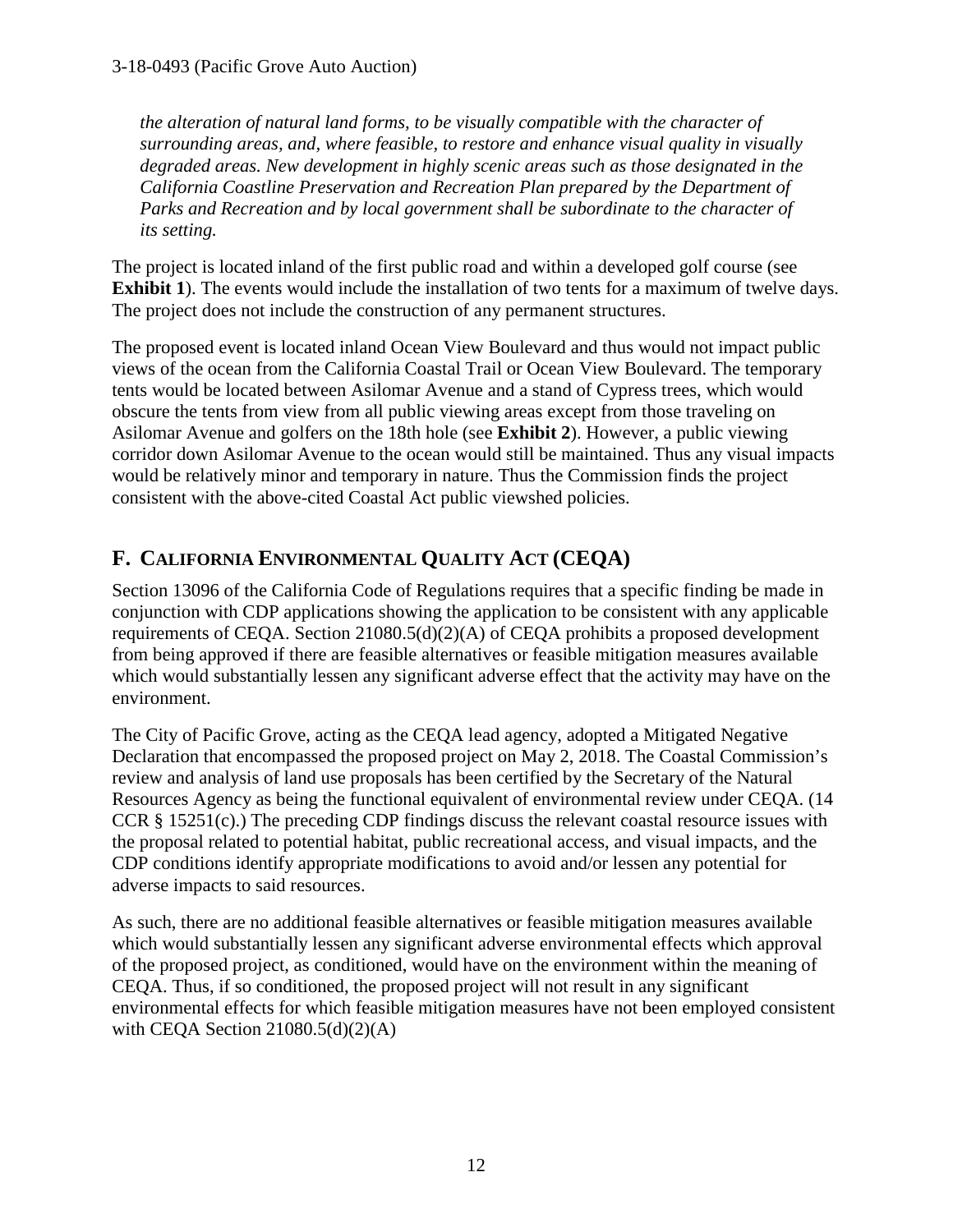*the alteration of natural land forms, to be visually compatible with the character of surrounding areas, and, where feasible, to restore and enhance visual quality in visually degraded areas. New development in highly scenic areas such as those designated in the California Coastline Preservation and Recreation Plan prepared by the Department of Parks and Recreation and by local government shall be subordinate to the character of its setting.*

The project is located inland of the first public road and within a developed golf course (see **Exhibit 1**). The events would include the installation of two tents for a maximum of twelve days. The project does not include the construction of any permanent structures.

The proposed event is located inland Ocean View Boulevard and thus would not impact public views of the ocean from the California Coastal Trail or Ocean View Boulevard. The temporary tents would be located between Asilomar Avenue and a stand of Cypress trees, which would obscure the tents from view from all public viewing areas except from those traveling on Asilomar Avenue and golfers on the 18th hole (see **Exhibit 2**). However, a public viewing corridor down Asilomar Avenue to the ocean would still be maintained. Thus any visual impacts would be relatively minor and temporary in nature. Thus the Commission finds the project consistent with the above-cited Coastal Act public viewshed policies.

## F. California Environmental Quality Act (CEQA)

Section 13096 of the California Code of Regulations requires that a specific finding be made in conjunction with CDP applications showing the application to be consistent with any applicable requirements of CEQA. Section 21080.5(d)(2)(A) of CEQA prohibits a proposed development from being approved if there are feasible alternatives or feasible mitigation measures available which would substantially lessen any significant adverse effect that the activity may have on the environment.

The City of Pacific Grove, acting as the CEQA lead agency, adopted a Mitigated Negative Declaration that encompassed the proposed project on May 2, 2018. The Coastal Commission's review and analysis of land use proposals has been certified by the Secretary of the Natural Resources Agency as being the functional equivalent of environmental review under CEQA. (14 CCR § 15251(c).) The preceding CDP findings discuss the relevant coastal resource issues with the proposal related to potential habitat, public recreational access, and visual impacts, and the CDP conditions identify appropriate modifications to avoid and/or lessen any potential for adverse impacts to said resources.

As such, there are no additional feasible alternatives or feasible mitigation measures available which would substantially lessen any significant adverse environmental effects which approval of the proposed project, as conditioned, would have on the environment within the meaning of CEQA. Thus, if so conditioned, the proposed project will not result in any significant environmental effects for which feasible mitigation measures have not been employed consistent with CEQA Section 21080.5(d)(2)(A)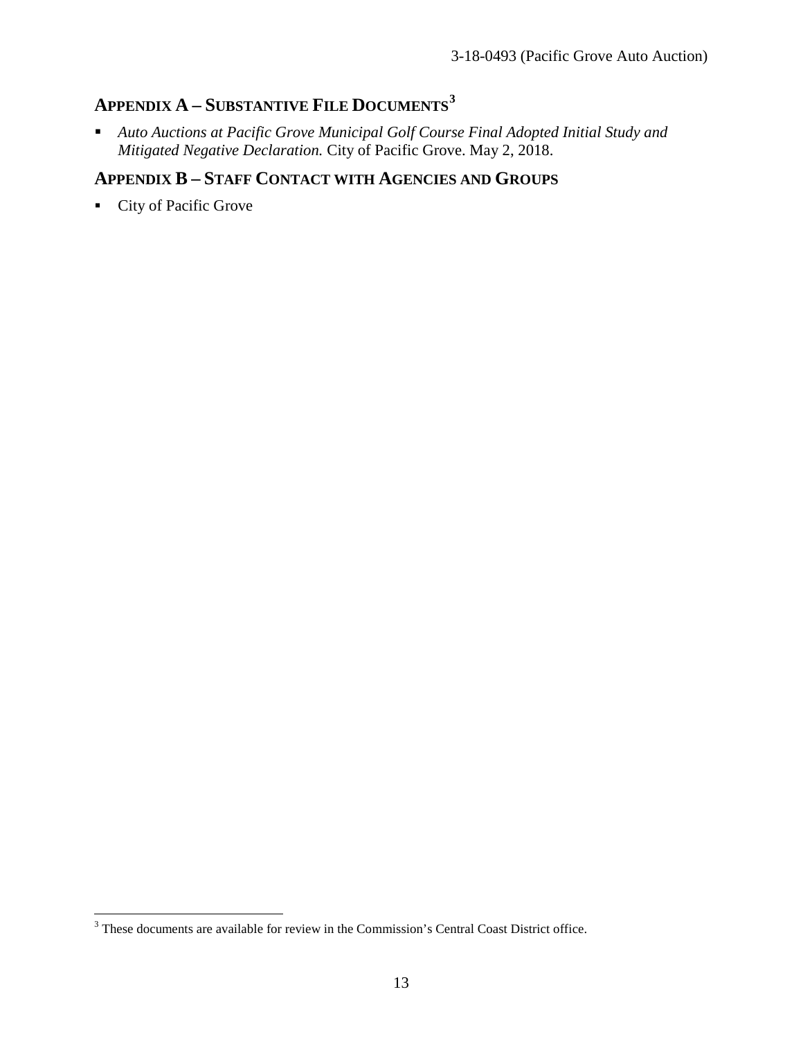## Appendix A – Substantive File Documents[3]

- *Auto Auctions at Pacific Grove Municipal Golf Course Final Adopted Initial Study and Mitigated Negative Declaration.* City of Pacific Grove. May 2, 2018.

## Appendix B – Staff Contact with Agencies and Groups

- City of Pacific Grove

[3] These documents are available for review in the Commission's Central Coast District office.